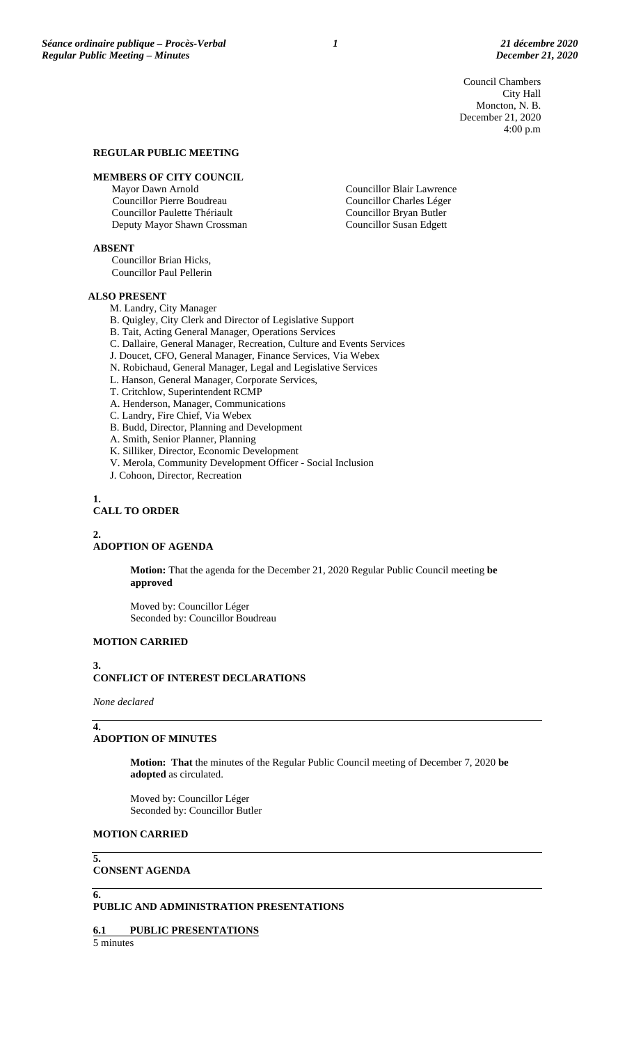Council Chambers
City Hall
Moncton, N. B.
December 21, 2020
4:00 p.m

**REGULAR PUBLIC MEETING**

**MEMBERS OF CITY COUNCIL**

Mayor Dawn Arnold
Councillor Pierre Boudreau
Councillor Paulette Thériault
Deputy Mayor Shawn Crossman
Councillor Blair Lawrence
Councillor Charles Léger
Councillor Bryan Butler
Councillor Susan Edgett

**ABSENT**

Councillor Brian Hicks,
Councillor Paul Pellerin

**ALSO PRESENT**

M. Landry, City Manager
B. Quigley, City Clerk and Director of Legislative Support
B. Tait, Acting General Manager, Operations Services
C. Dallaire, General Manager, Recreation, Culture and Events Services
J. Doucet, CFO, General Manager, Finance Services, Via Webex
N. Robichaud, General Manager, Legal and Legislative Services
L. Hanson, General Manager, Corporate Services,
T. Critchlow, Superintendent RCMP
A. Henderson, Manager, Communications
C. Landry, Fire Chief, Via Webex
B. Budd, Director, Planning and Development
A. Smith, Senior Planner, Planning
K. Silliker, Director, Economic Development
V. Merola, Community Development Officer - Social Inclusion
J. Cohoon, Director, Recreation

**1.**
**CALL TO ORDER**

**2.**
**ADOPTION OF AGENDA**

**Motion:** That the agenda for the December 21, 2020 Regular Public Council meeting **be approved**

Moved by: Councillor Léger
Seconded by: Councillor Boudreau

**MOTION CARRIED**

**3.**
**CONFLICT OF INTEREST DECLARATIONS**

*None declared*

**4.**
**ADOPTION OF MINUTES**

**Motion: That** the minutes of the Regular Public Council meeting of December 7, 2020 **be adopted** as circulated.

Moved by: Councillor Léger
Seconded by: Councillor Butler

**MOTION CARRIED**

**5.**
**CONSENT AGENDA**

**6.**
**PUBLIC AND ADMINISTRATION PRESENTATIONS**

**6.1 PUBLIC PRESENTATIONS**

5 minutes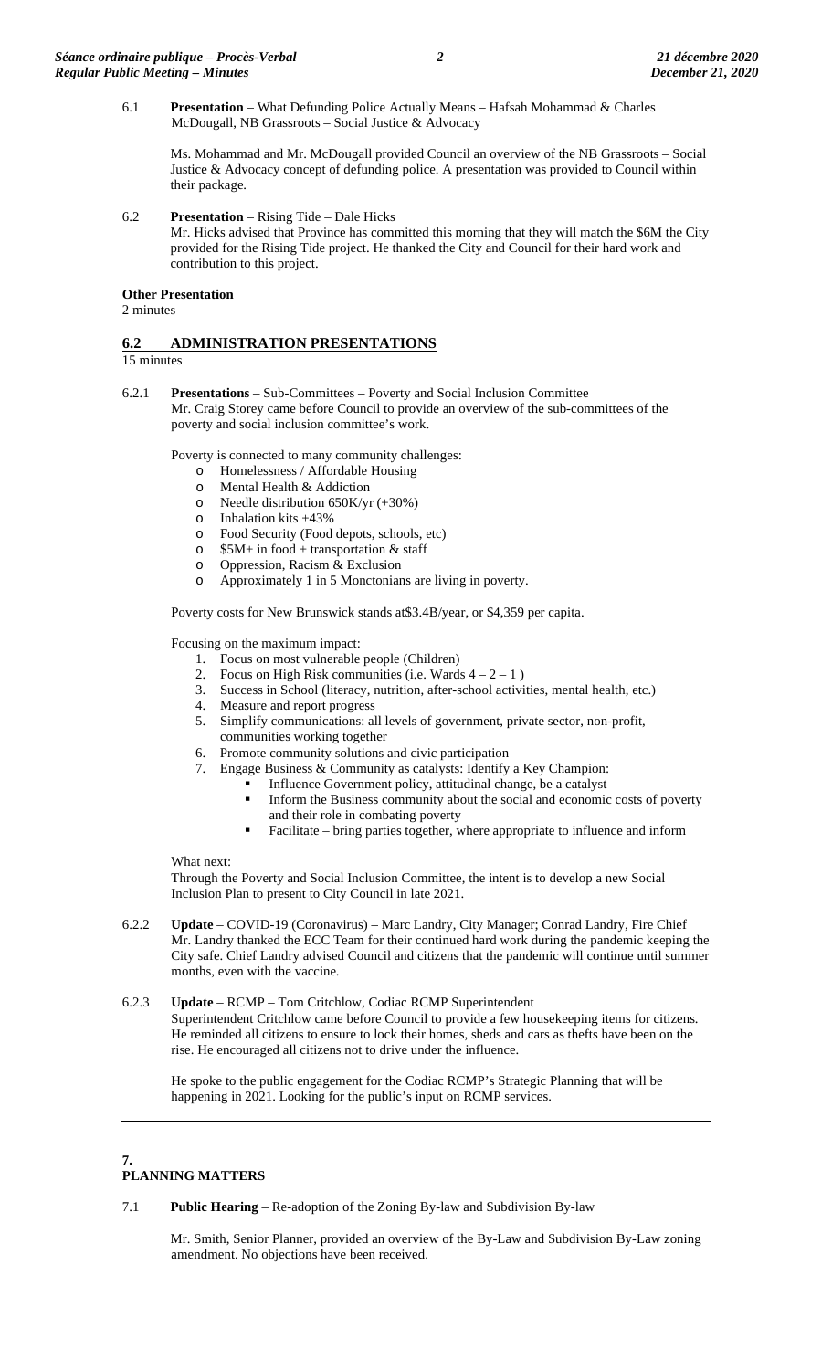6.1 **Presentation** – What Defunding Police Actually Means – Hafsah Mohammad & Charles McDougall, NB Grassroots – Social Justice & Advocacy

Ms. Mohammad and Mr. McDougall provided Council an overview of the NB Grassroots – Social Justice & Advocacy concept of defunding police. A presentation was provided to Council within their package.

6.2 **Presentation** – Rising Tide – Dale Hicks
Mr. Hicks advised that Province has committed this morning that they will match the $6M the City provided for the Rising Tide project. He thanked the City and Council for their hard work and contribution to this project.

**Other Presentation**
2 minutes

## 6.2 ADMINISTRATION PRESENTATIONS

15 minutes

6.2.1 **Presentations** – Sub-Committees – Poverty and Social Inclusion Committee
Mr. Craig Storey came before Council to provide an overview of the sub-committees of the poverty and social inclusion committee's work.

Poverty is connected to many community challenges:

- Homelessness / Affordable Housing
- Mental Health & Addiction
- Needle distribution 650K/yr (+30%)
- Inhalation kits +43%
- Food Security (Food depots, schools, etc)
- $5M+ in food + transportation & staff
- Oppression, Racism & Exclusion
- Approximately 1 in 5 Monctonians are living in poverty.

Poverty costs for New Brunswick stands at$3.4B/year, or $4,359 per capita.

Focusing on the maximum impact:

1. Focus on most vulnerable people (Children)
2. Focus on High Risk communities (i.e. Wards 4 – 2 – 1 )
3. Success in School (literacy, nutrition, after-school activities, mental health, etc.)
4. Measure and report progress
5. Simplify communications: all levels of government, private sector, non-profit, communities working together
6. Promote community solutions and civic participation
7. Engage Business & Community as catalysts: Identify a Key Champion:
   - Influence Government policy, attitudinal change, be a catalyst
   - Inform the Business community about the social and economic costs of poverty and their role in combating poverty
   - Facilitate – bring parties together, where appropriate to influence and inform

What next:
Through the Poverty and Social Inclusion Committee, the intent is to develop a new Social Inclusion Plan to present to City Council in late 2021.

6.2.2 **Update** – COVID-19 (Coronavirus) – Marc Landry, City Manager; Conrad Landry, Fire Chief
Mr. Landry thanked the ECC Team for their continued hard work during the pandemic keeping the City safe. Chief Landry advised Council and citizens that the pandemic will continue until summer months, even with the vaccine.

6.2.3 **Update** – RCMP – Tom Critchlow, Codiac RCMP Superintendent
Superintendent Critchlow came before Council to provide a few housekeeping items for citizens. He reminded all citizens to ensure to lock their homes, sheds and cars as thefts have been on the rise. He encouraged all citizens not to drive under the influence.

He spoke to the public engagement for the Codiac RCMP's Strategic Planning that will be happening in 2021. Looking for the public's input on RCMP services.

---

## 7. PLANNING MATTERS

7.1 **Public Hearing** – Re-adoption of the Zoning By-law and Subdivision By-law

Mr. Smith, Senior Planner, provided an overview of the By-Law and Subdivision By-Law zoning amendment. No objections have been received.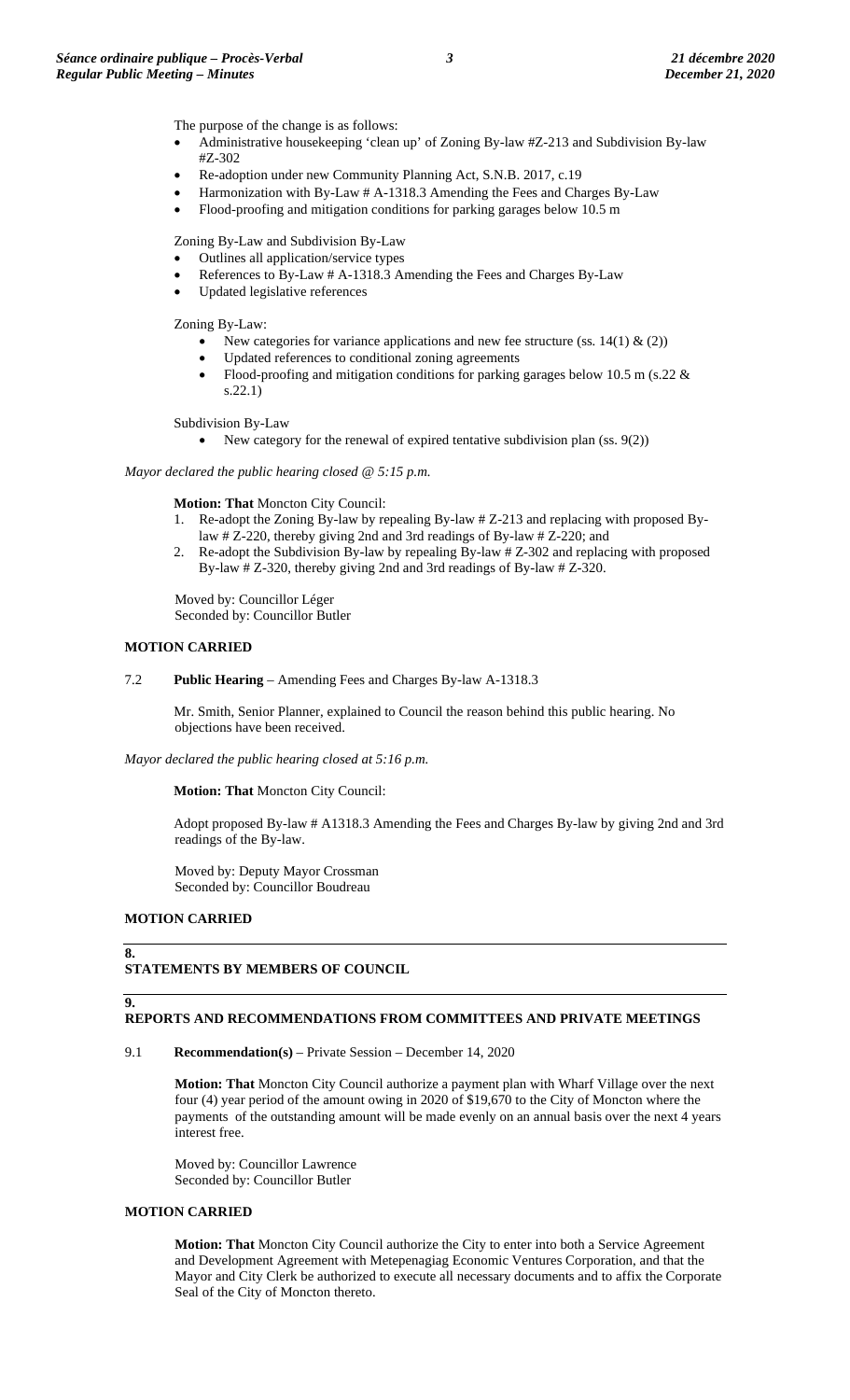The purpose of the change is as follows:

- Administrative housekeeping 'clean up' of Zoning By-law #Z-213 and Subdivision By-law #Z-302
- Re-adoption under new Community Planning Act, S.N.B. 2017, c.19
- Harmonization with By-Law # A-1318.3 Amending the Fees and Charges By-Law
- Flood-proofing and mitigation conditions for parking garages below 10.5 m

Zoning By-Law and Subdivision By-Law

- Outlines all application/service types
- References to By-Law # A-1318.3 Amending the Fees and Charges By-Law
- Updated legislative references

Zoning By-Law:

- New categories for variance applications and new fee structure (ss. 14(1) & (2))
- Updated references to conditional zoning agreements
- Flood-proofing and mitigation conditions for parking garages below 10.5 m (s.22 & s.22.1)

Subdivision By-Law

- New category for the renewal of expired tentative subdivision plan (ss. 9(2))

*Mayor declared the public hearing closed @ 5:15 p.m.*

**Motion: That** Moncton City Council:

1. Re-adopt the Zoning By-law by repealing By-law # Z-213 and replacing with proposed By-law # Z-220, thereby giving 2nd and 3rd readings of By-law # Z-220; and
2. Re-adopt the Subdivision By-law by repealing By-law # Z-302 and replacing with proposed By-law # Z-320, thereby giving 2nd and 3rd readings of By-law # Z-320.

Moved by: Councillor Léger
Seconded by: Councillor Butler

**MOTION CARRIED**

7.2 **Public Hearing** – Amending Fees and Charges By-law A-1318.3

Mr. Smith, Senior Planner, explained to Council the reason behind this public hearing. No objections have been received.

*Mayor declared the public hearing closed at 5:16 p.m.*

**Motion: That** Moncton City Council:

Adopt proposed By-law # A1318.3 Amending the Fees and Charges By-law by giving 2nd and 3rd readings of the By-law.

Moved by: Deputy Mayor Crossman
Seconded by: Councillor Boudreau

**MOTION CARRIED**

## 8. STATEMENTS BY MEMBERS OF COUNCIL

## 9. REPORTS AND RECOMMENDATIONS FROM COMMITTEES AND PRIVATE MEETINGS

9.1 **Recommendation(s)** – Private Session – December 14, 2020

**Motion: That** Moncton City Council authorize a payment plan with Wharf Village over the next four (4) year period of the amount owing in 2020 of $19,670 to the City of Moncton where the payments of the outstanding amount will be made evenly on an annual basis over the next 4 years interest free.

Moved by: Councillor Lawrence
Seconded by: Councillor Butler

**MOTION CARRIED**

**Motion: That** Moncton City Council authorize the City to enter into both a Service Agreement and Development Agreement with Metepenagiag Economic Ventures Corporation, and that the Mayor and City Clerk be authorized to execute all necessary documents and to affix the Corporate Seal of the City of Moncton thereto.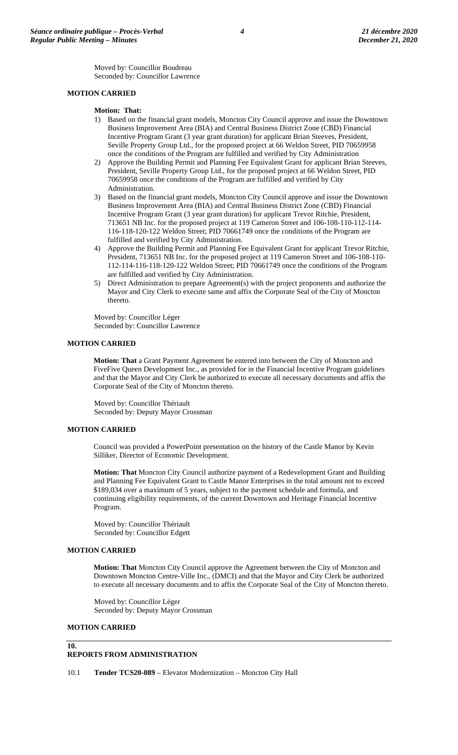Moved by: Councillor Boudreau
Seconded by: Councillor Lawrence

**MOTION CARRIED**

**Motion: That:**

1) Based on the financial grant models, Moncton City Council approve and issue the Downtown Business Improvement Area (BIA) and Central Business District Zone (CBD) Financial Incentive Program Grant (3 year grant duration) for applicant Brian Steeves, President, Seville Property Group Ltd., for the proposed project at 66 Weldon Street, PID 70659958 once the conditions of the Program are fulfilled and verified by City Administration
2) Approve the Building Permit and Planning Fee Equivalent Grant for applicant Brian Steeves, President, Seville Property Group Ltd., for the proposed project at 66 Weldon Street, PID 70659958 once the conditions of the Program are fulfilled and verified by City Administration.
3) Based on the financial grant models, Moncton City Council approve and issue the Downtown Business Improvement Area (BIA) and Central Business District Zone (CBD) Financial Incentive Program Grant (3 year grant duration) for applicant Trevor Ritchie, President, 713651 NB Inc. for the proposed project at 119 Cameron Street and 106-108-110-112-114-116-118-120-122 Weldon Street; PID 70661749 once the conditions of the Program are fulfilled and verified by City Administration.
4) Approve the Building Permit and Planning Fee Equivalent Grant for applicant Trevor Ritchie, President, 713651 NB Inc. for the proposed project at 119 Cameron Street and 106-108-110-112-114-116-118-120-122 Weldon Street; PID 70661749 once the conditions of the Program are fulfilled and verified by City Administration.
5) Direct Administration to prepare Agreement(s) with the project proponents and authorize the Mayor and City Clerk to execute same and affix the Corporate Seal of the City of Moncton thereto.

Moved by: Councillor Léger
Seconded by: Councillor Lawrence

**MOTION CARRIED**

**Motion: That** a Grant Payment Agreement be entered into between the City of Moncton and FiveFive Queen Development Inc., as provided for in the Financial Incentive Program guidelines and that the Mayor and City Clerk be authorized to execute all necessary documents and affix the Corporate Seal of the City of Moncton thereto.

Moved by: Councillor Thériault
Seconded by: Deputy Mayor Crossman

**MOTION CARRIED**

Council was provided a PowerPoint presentation on the history of the Castle Manor by Kevin Silliker, Director of Economic Development.

**Motion: That** Moncton City Council authorize payment of a Redevelopment Grant and Building and Planning Fee Equivalent Grant to Castle Manor Enterprises in the total amount not to exceed $189,034 over a maximum of 5 years, subject to the payment schedule and formula, and continuing eligibility requirements, of the current Downtown and Heritage Financial Incentive Program.

Moved by: Councillor Thériault
Seconded by: Councillor Edgett

**MOTION CARRIED**

**Motion: That** Moncton City Council approve the Agreement between the City of Moncton and Downtown Moncton Centre-Ville Inc., (DMCI) and that the Mayor and City Clerk be authorized to execute all necessary documents and to affix the Corporate Seal of the City of Moncton thereto.

Moved by: Councillor Léger
Seconded by: Deputy Mayor Crossman

**MOTION CARRIED**

## 10. REPORTS FROM ADMINISTRATION

10.1 **Tender TCS20-089** – Elevator Modernization – Moncton City Hall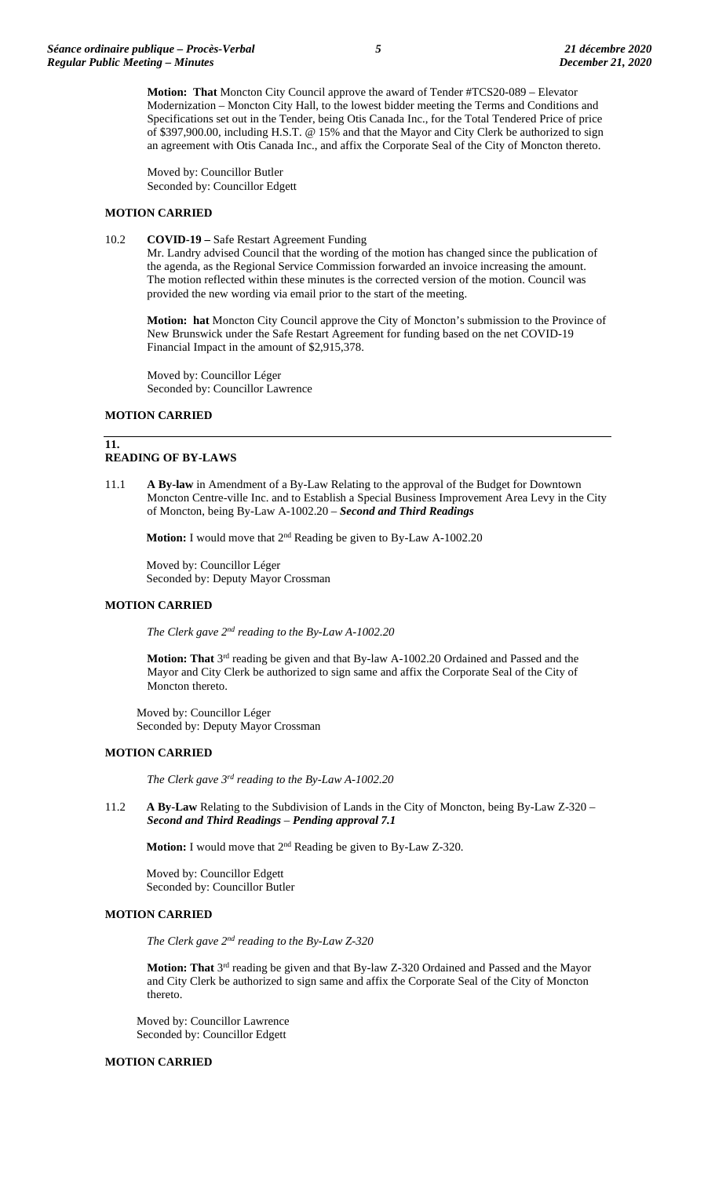**Motion: That** Moncton City Council approve the award of Tender #TCS20-089 – Elevator Modernization – Moncton City Hall, to the lowest bidder meeting the Terms and Conditions and Specifications set out in the Tender, being Otis Canada Inc., for the Total Tendered Price of price of $397,900.00, including H.S.T. @ 15% and that the Mayor and City Clerk be authorized to sign an agreement with Otis Canada Inc., and affix the Corporate Seal of the City of Moncton thereto.

Moved by: Councillor Butler
Seconded by: Councillor Edgett

**MOTION CARRIED**

10.2 **COVID-19 –** Safe Restart Agreement Funding

Mr. Landry advised Council that the wording of the motion has changed since the publication of the agenda, as the Regional Service Commission forwarded an invoice increasing the amount. The motion reflected within these minutes is the corrected version of the motion. Council was provided the new wording via email prior to the start of the meeting.

**Motion: hat** Moncton City Council approve the City of Moncton's submission to the Province of New Brunswick under the Safe Restart Agreement for funding based on the net COVID-19 Financial Impact in the amount of $2,915,378.

Moved by: Councillor Léger
Seconded by: Councillor Lawrence

**MOTION CARRIED**

## 11. READING OF BY-LAWS

11.1 **A By-law** in Amendment of a By-Law Relating to the approval of the Budget for Downtown Moncton Centre-ville Inc. and to Establish a Special Business Improvement Area Levy in the City of Moncton, being By-Law A-1002.20 – ***Second and Third Readings***

**Motion:** I would move that 2nd Reading be given to By-Law A-1002.20

Moved by: Councillor Léger
Seconded by: Deputy Mayor Crossman

**MOTION CARRIED**

*The Clerk gave 2nd reading to the By-Law A-1002.20*

**Motion: That** 3rd reading be given and that By-law A-1002.20 Ordained and Passed and the Mayor and City Clerk be authorized to sign same and affix the Corporate Seal of the City of Moncton thereto.

Moved by: Councillor Léger
Seconded by: Deputy Mayor Crossman

**MOTION CARRIED**

*The Clerk gave 3rd reading to the By-Law A-1002.20*

11.2 **A By-Law** Relating to the Subdivision of Lands in the City of Moncton, being By-Law Z-320 – ***Second and Third Readings – Pending approval 7.1***

**Motion:** I would move that 2nd Reading be given to By-Law Z-320.

Moved by: Councillor Edgett
Seconded by: Councillor Butler

**MOTION CARRIED**

*The Clerk gave 2nd reading to the By-Law Z-320*

**Motion: That** 3rd reading be given and that By-law Z-320 Ordained and Passed and the Mayor and City Clerk be authorized to sign same and affix the Corporate Seal of the City of Moncton thereto.

Moved by: Councillor Lawrence
Seconded by: Councillor Edgett

**MOTION CARRIED**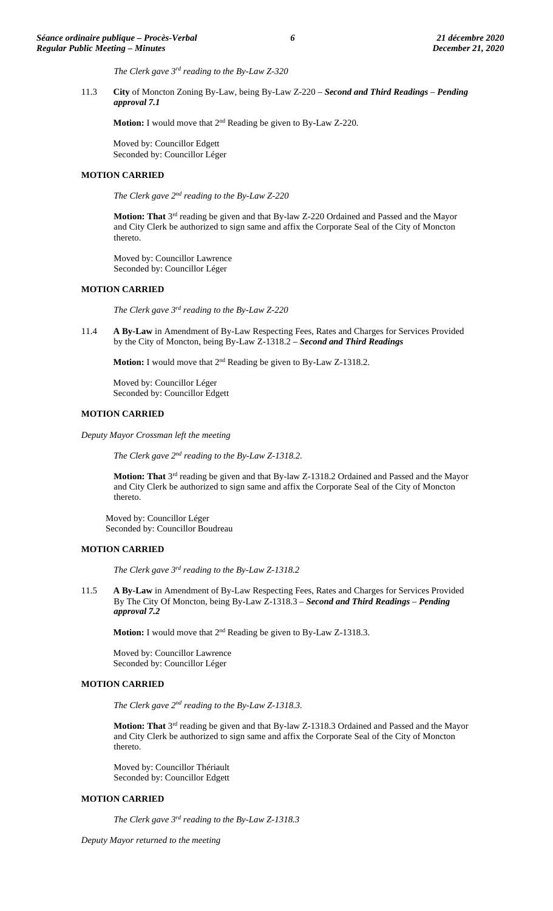*The Clerk gave 3rd reading to the By-Law Z-320*

11.3 **City** of Moncton Zoning By-Law, being By-Law Z-220 – ***Second and Third Readings – Pending approval 7.1***

**Motion:** I would move that 2nd Reading be given to By-Law Z-220.

Moved by: Councillor Edgett
Seconded by: Councillor Léger

**MOTION CARRIED**

*The Clerk gave 2nd reading to the By-Law Z-220*

**Motion: That** 3rd reading be given and that By-law Z-220 Ordained and Passed and the Mayor and City Clerk be authorized to sign same and affix the Corporate Seal of the City of Moncton thereto.

Moved by: Councillor Lawrence
Seconded by: Councillor Léger

**MOTION CARRIED**

*The Clerk gave 3rd reading to the By-Law Z-220*

11.4 **A By-Law** in Amendment of By-Law Respecting Fees, Rates and Charges for Services Provided by the City of Moncton, being By-Law Z-1318.2 – ***Second and Third Readings***

**Motion:** I would move that 2nd Reading be given to By-Law Z-1318.2.

Moved by: Councillor Léger
Seconded by: Councillor Edgett

**MOTION CARRIED**

*Deputy Mayor Crossman left the meeting*

*The Clerk gave 2nd reading to the By-Law Z-1318.2.*

**Motion: That** 3rd reading be given and that By-law Z-1318.2 Ordained and Passed and the Mayor and City Clerk be authorized to sign same and affix the Corporate Seal of the City of Moncton thereto.

Moved by: Councillor Léger
Seconded by: Councillor Boudreau

**MOTION CARRIED**

*The Clerk gave 3rd reading to the By-Law Z-1318.2*

11.5 **A By-Law** in Amendment of By-Law Respecting Fees, Rates and Charges for Services Provided By The City Of Moncton, being By-Law Z-1318.3 – ***Second and Third Readings – Pending approval 7.2***

**Motion:** I would move that 2nd Reading be given to By-Law Z-1318.3.

Moved by: Councillor Lawrence
Seconded by: Councillor Léger

**MOTION CARRIED**

*The Clerk gave 2nd reading to the By-Law Z-1318.3.*

**Motion: That** 3rd reading be given and that By-law Z-1318.3 Ordained and Passed and the Mayor and City Clerk be authorized to sign same and affix the Corporate Seal of the City of Moncton thereto.

Moved by: Councillor Thériault
Seconded by: Councillor Edgett

**MOTION CARRIED**

*The Clerk gave 3rd reading to the By-Law Z-1318.3*

*Deputy Mayor returned to the meeting*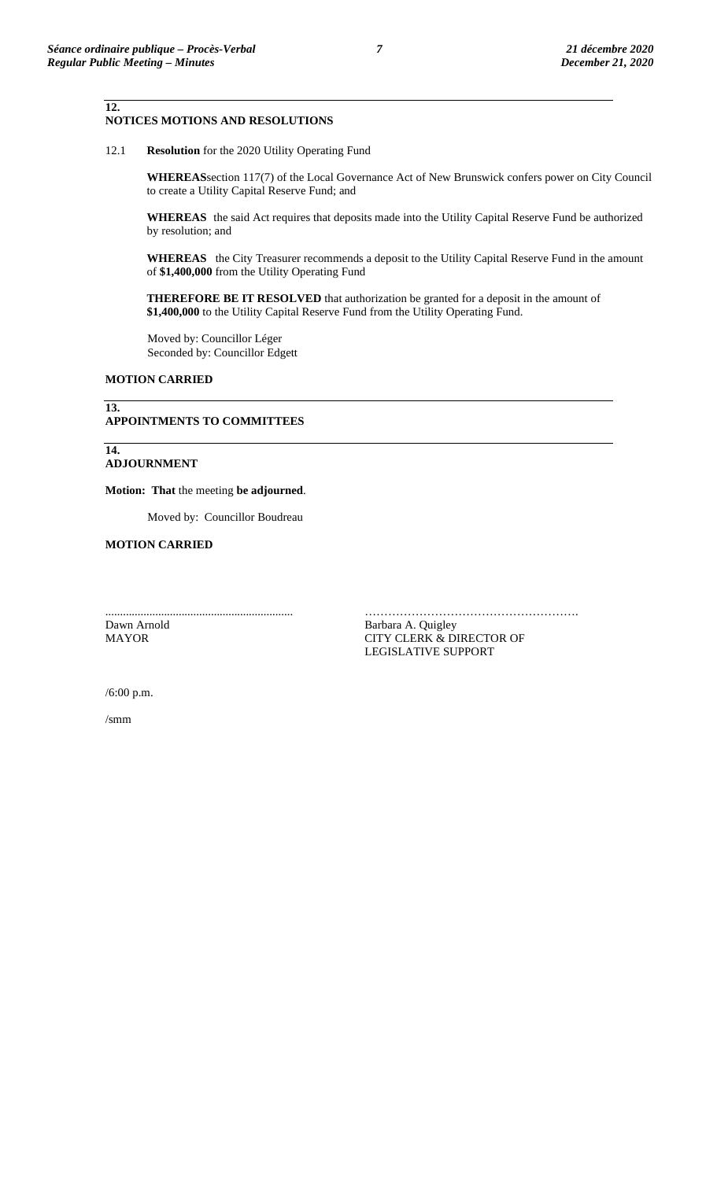## 12. NOTICES MOTIONS AND RESOLUTIONS

12.1 **Resolution** for the 2020 Utility Operating Fund

**WHEREAS**section 117(7) of the Local Governance Act of New Brunswick confers power on City Council to create a Utility Capital Reserve Fund; and

**WHEREAS** the said Act requires that deposits made into the Utility Capital Reserve Fund be authorized by resolution; and

**WHEREAS** the City Treasurer recommends a deposit to the Utility Capital Reserve Fund in the amount of **$1,400,000** from the Utility Operating Fund

**THEREFORE BE IT RESOLVED** that authorization be granted for a deposit in the amount of **$1,400,000** to the Utility Capital Reserve Fund from the Utility Operating Fund.

Moved by: Councillor Léger
Seconded by: Councillor Edgett

**MOTION CARRIED**

## 13. APPOINTMENTS TO COMMITTEES

## 14. ADJOURNMENT

**Motion: That** the meeting **be adjourned**.

Moved by: Councillor Boudreau

**MOTION CARRIED**

...............................................................
Dawn Arnold
MAYOR

……………………………………………….
Barbara A. Quigley
CITY CLERK & DIRECTOR OF LEGISLATIVE SUPPORT

/6:00 p.m.

/smm